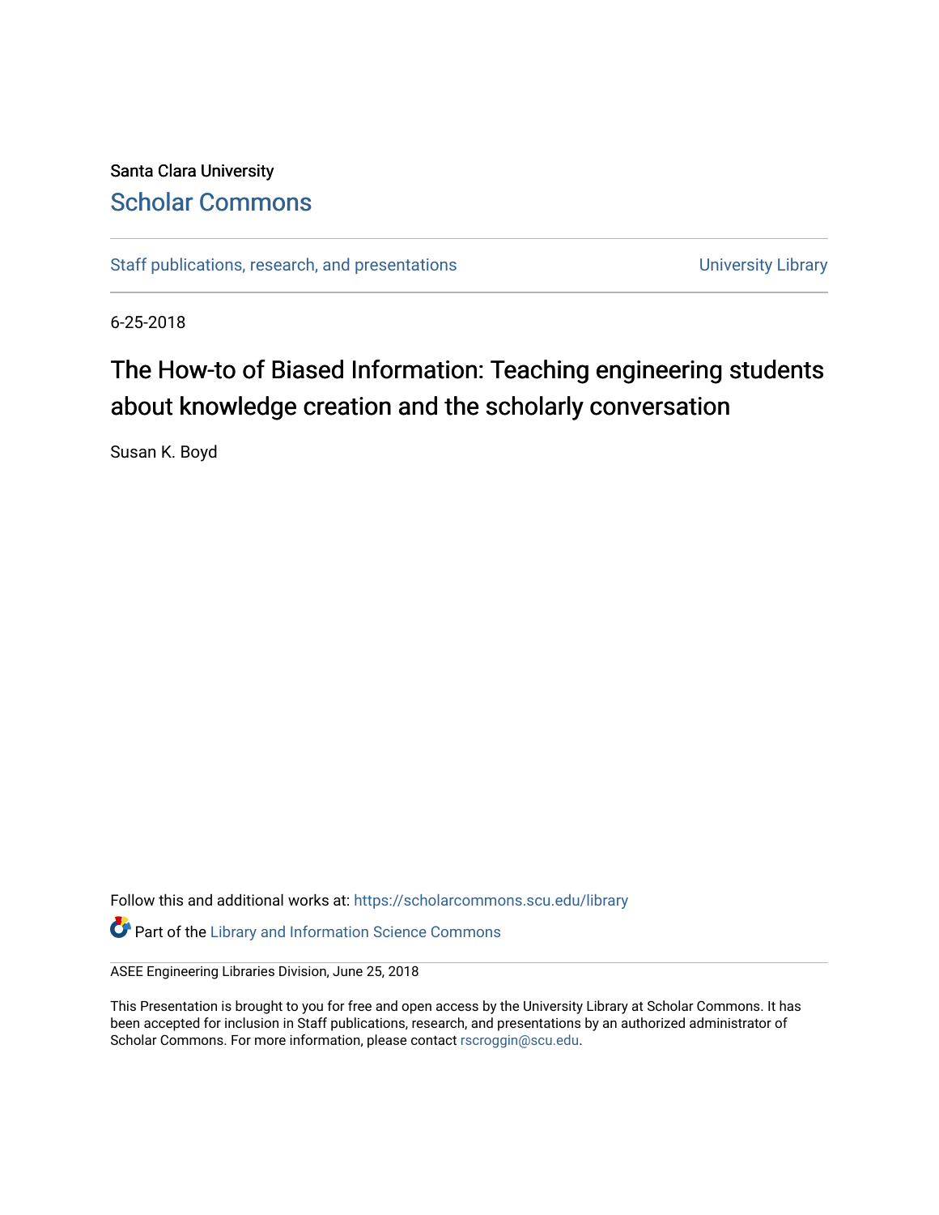Santa Clara University

# Scholar Commons

Staff publications, research, and presentations | University Library

6-25-2018

## The How-to of Biased Information: Teaching engineering students about knowledge creation and the scholarly conversation

Susan K. Boyd

Follow this and additional works at: https://scholarcommons.scu.edu/library

Part of the Library and Information Science Commons

ASEE Engineering Libraries Division, June 25, 2018

This Presentation is brought to you for free and open access by the University Library at Scholar Commons. It has been accepted for inclusion in Staff publications, research, and presentations by an authorized administrator of Scholar Commons. For more information, please contact rscroggin@scu.edu.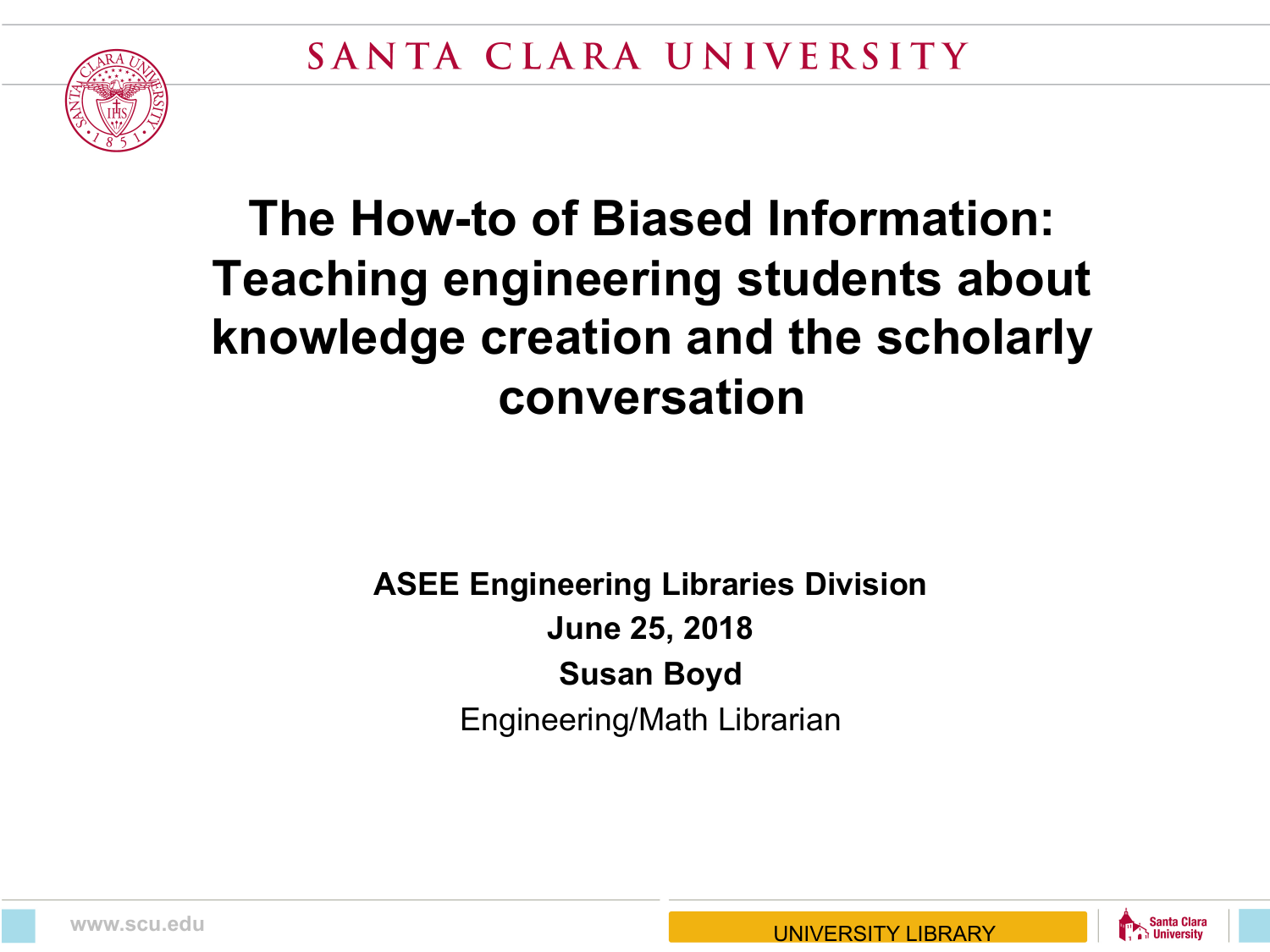# The How-to of Biased Information: Teaching engineering students about knowledge creation and the scholarly conversation

**ASEE Engineering Libraries Division**

**June 25, 2018**

**Susan Boyd**

Engineering/Math Librarian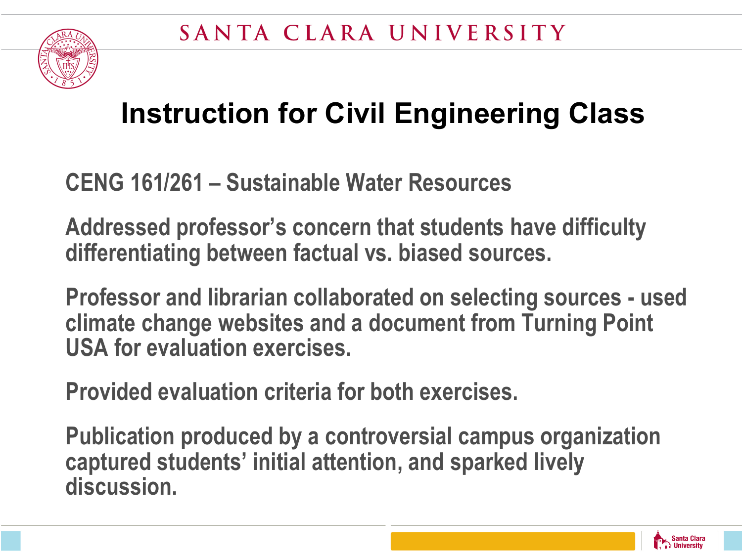# Instruction for Civil Engineering Class

CENG 161/261 – Sustainable Water Resources

Addressed professor's concern that students have difficulty differentiating between factual vs. biased sources.

Professor and librarian collaborated on selecting sources - used climate change websites and a document from Turning Point USA for evaluation exercises.

Provided evaluation criteria for both exercises.

Publication produced by a controversial campus organization captured students' initial attention, and sparked lively discussion.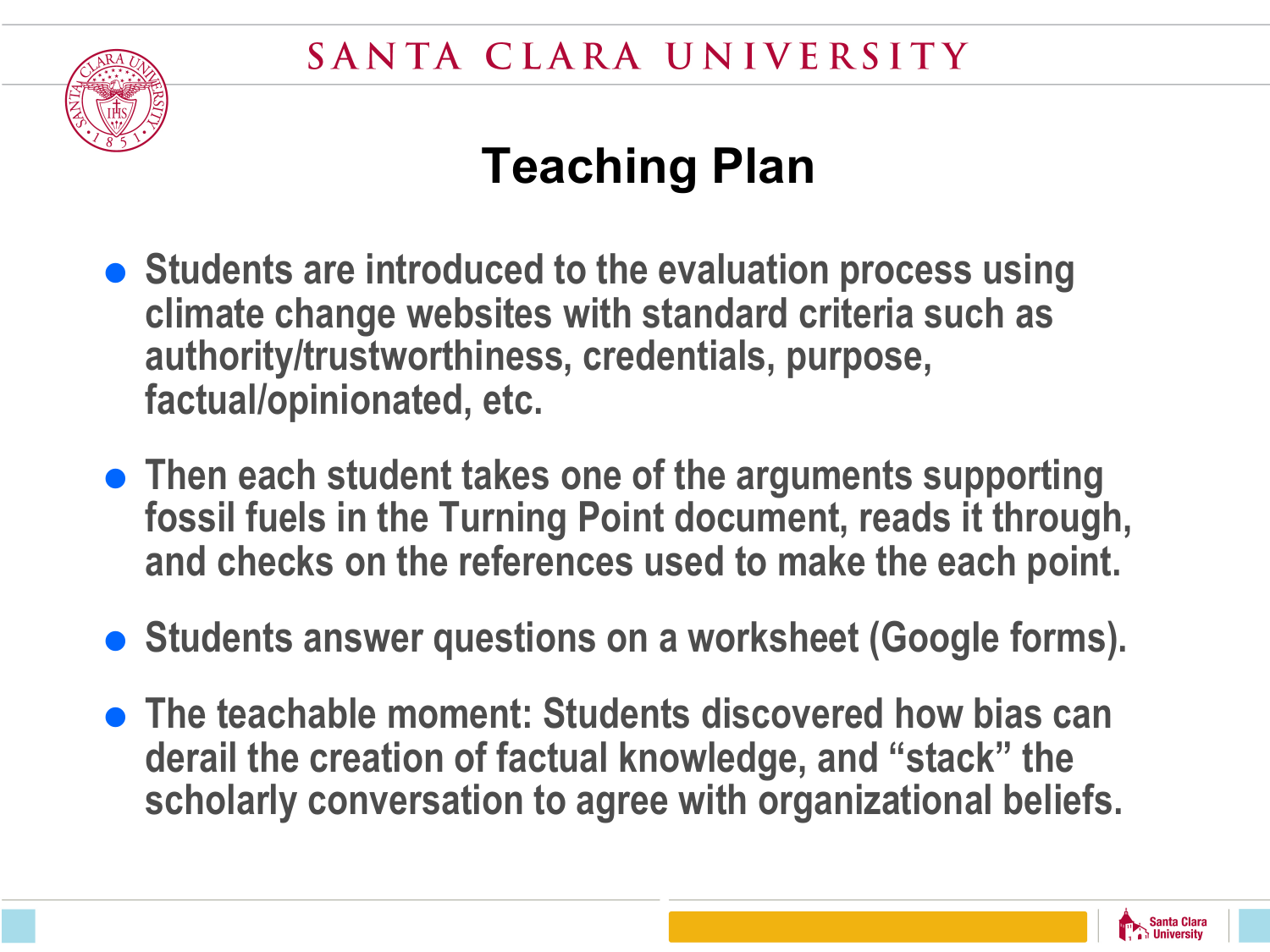# Teaching Plan

- Students are introduced to the evaluation process using climate change websites with standard criteria such as authority/trustworthiness, credentials, purpose, factual/opinionated, etc.
- Then each student takes one of the arguments supporting fossil fuels in the Turning Point document, reads it through, and checks on the references used to make the each point.
- Students answer questions on a worksheet (Google forms).
- The teachable moment: Students discovered how bias can derail the creation of factual knowledge, and “stack” the scholarly conversation to agree with organizational beliefs.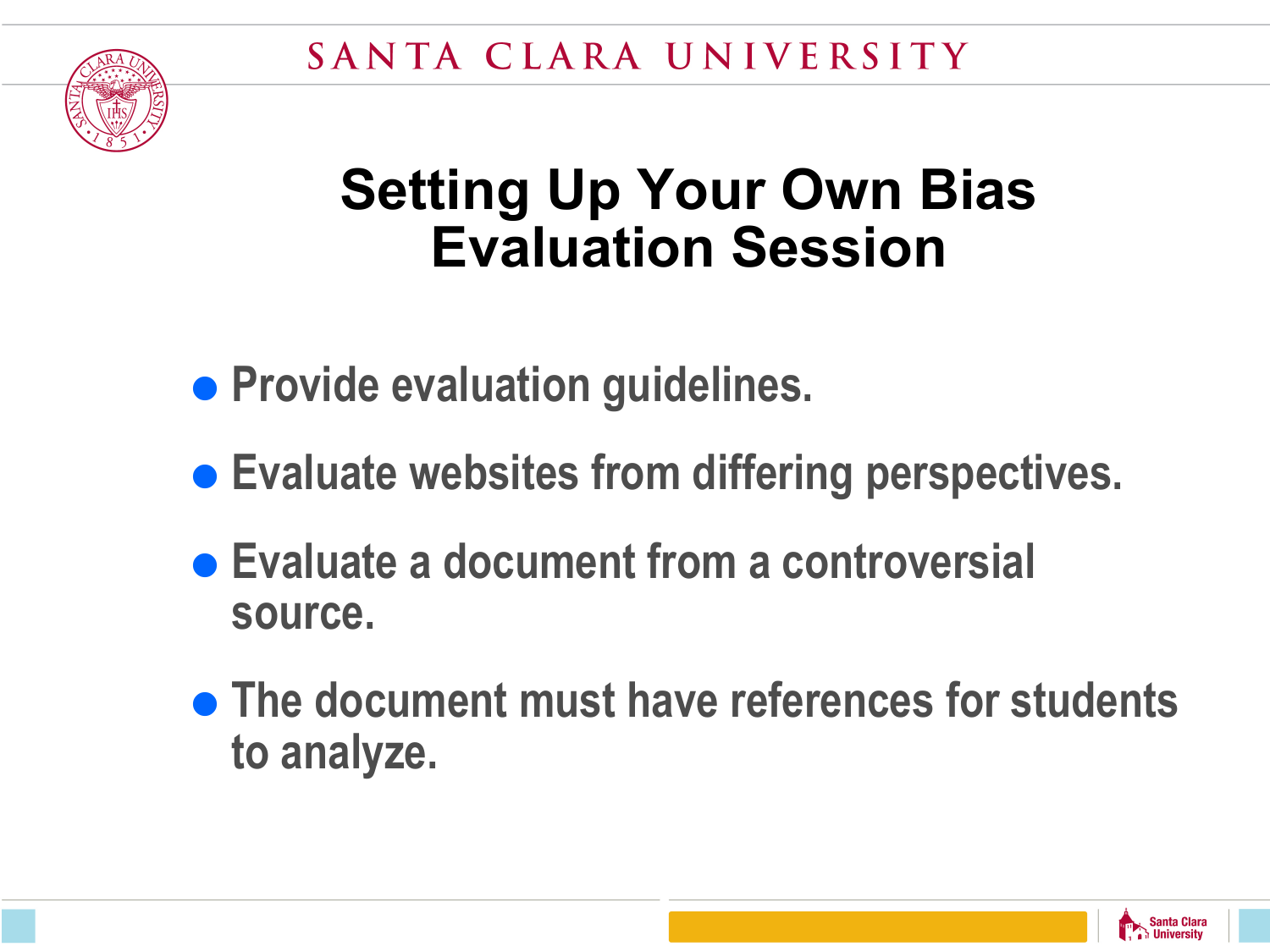# Setting Up Your Own Bias Evaluation Session

- Provide evaluation guidelines.
- Evaluate websites from differing perspectives.
- Evaluate a document from a controversial source.
- The document must have references for students to analyze.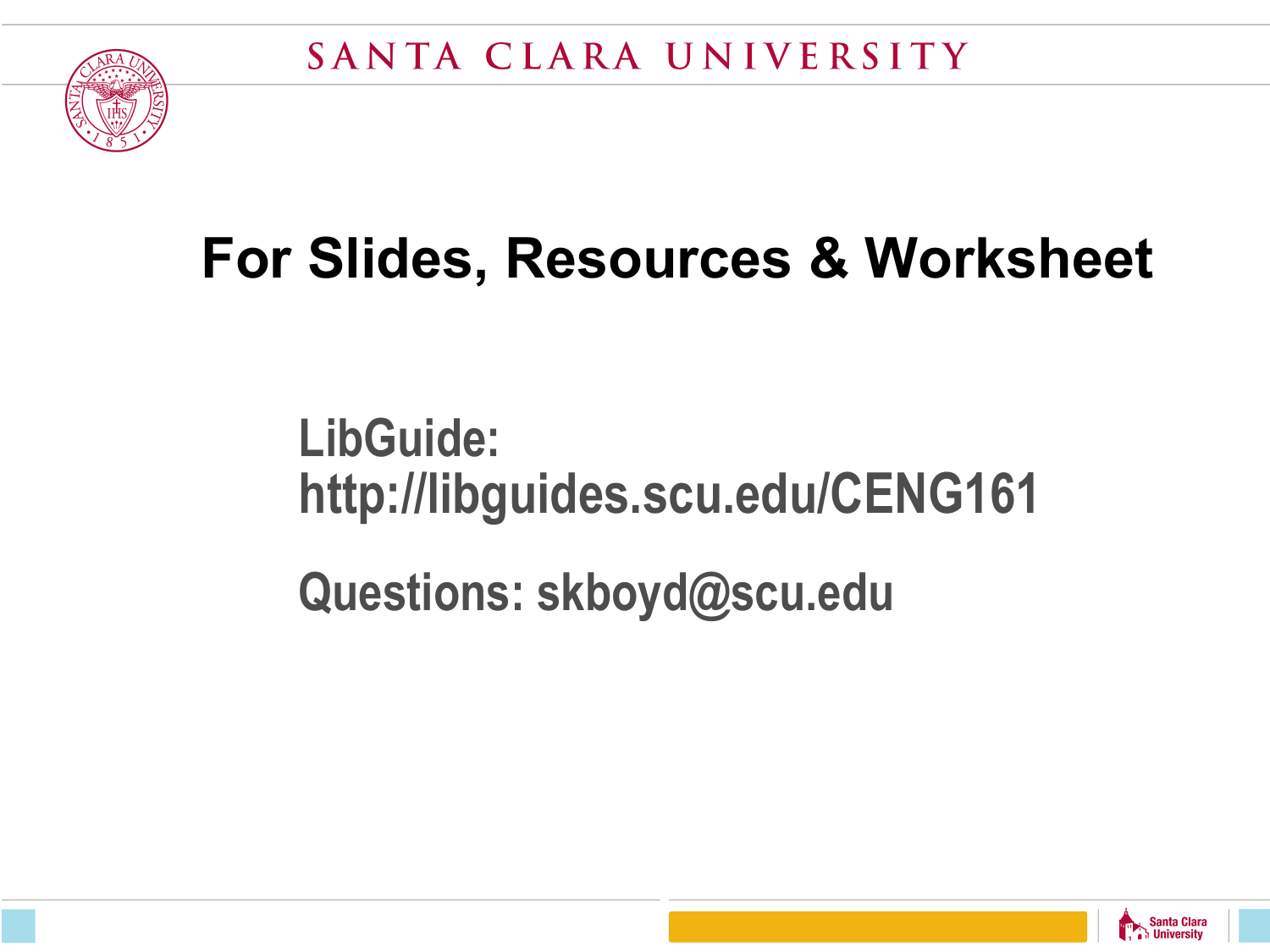# For Slides, Resources & Worksheet

**LibGuide: http://libguides.scu.edu/CENG161**

**Questions: skboyd@scu.edu**